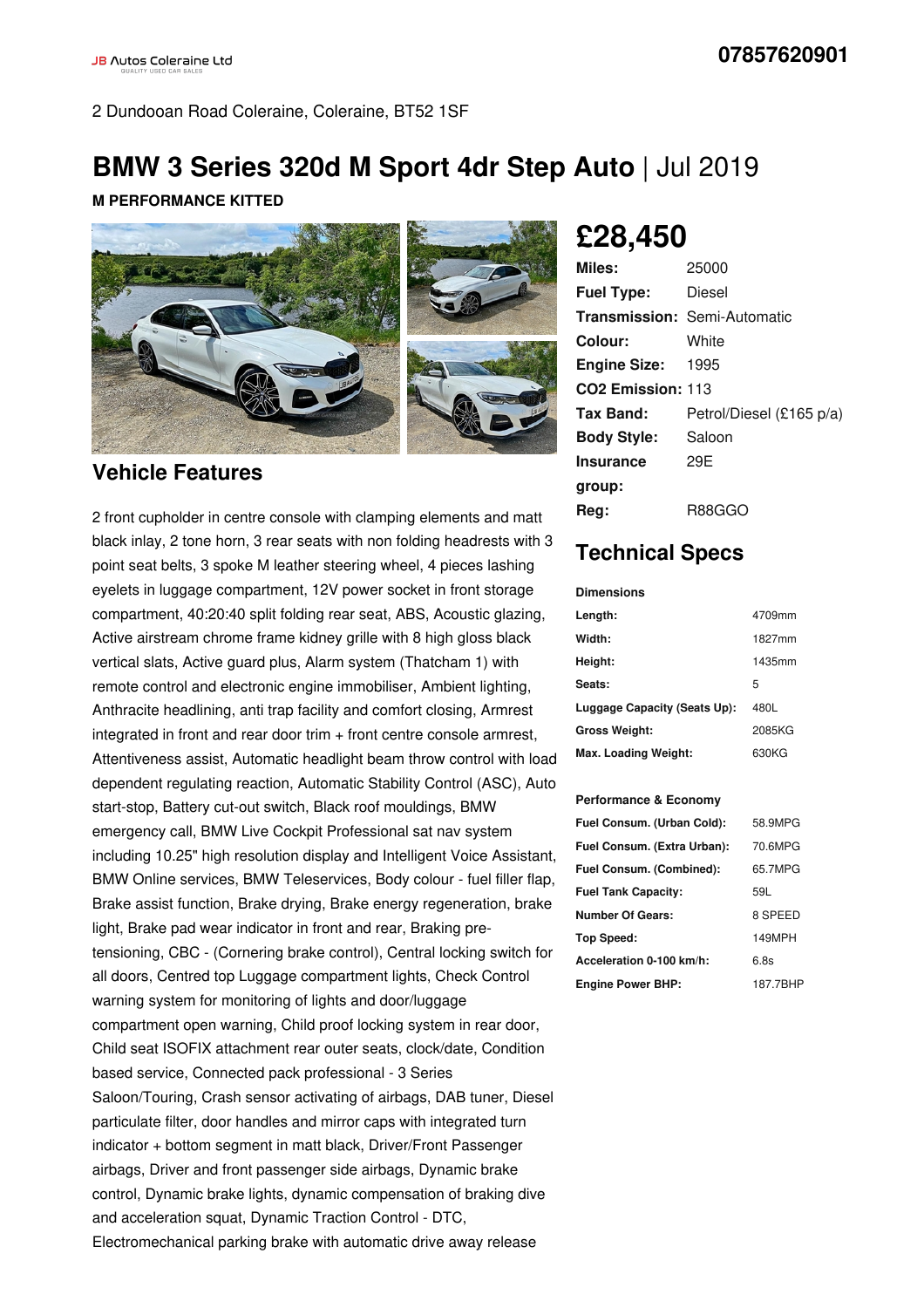JB Autos Coleraine Ltd
QUALITY USED CAR SALES

**07857620901**

2 Dundooan Road Coleraine, Coleraine, BT52 1SF

# BMW 3 Series 320d M Sport 4dr Step Auto | Jul 2019

**M PERFORMANCE KITTED**

## £28,450

| | |
|---|---|
| **Miles:** | 25000 |
| **Fuel Type:** | Diesel |
| **Transmission:** | Semi-Automatic |
| **Colour:** | White |
| **Engine Size:** | 1995 |
| **CO2 Emission:** | 113 |
| **Tax Band:** | Petrol/Diesel (£165 p/a) |
| **Body Style:** | Saloon |
| **Insurance group:** | 29E |
| **Reg:** | R88GGO |

## Vehicle Features

2 front cupholder in centre console with clamping elements and matt black inlay, 2 tone horn, 3 rear seats with non folding headrests with 3 point seat belts, 3 spoke M leather steering wheel, 4 pieces lashing eyelets in luggage compartment, 12V power socket in front storage compartment, 40:20:40 split folding rear seat, ABS, Acoustic glazing, Active airstream chrome frame kidney grille with 8 high gloss black vertical slats, Active guard plus, Alarm system (Thatcham 1) with remote control and electronic engine immobiliser, Ambient lighting, Anthracite headlining, anti trap facility and comfort closing, Armrest integrated in front and rear door trim + front centre console armrest, Attentiveness assist, Automatic headlight beam throw control with load dependent regulating reaction, Automatic Stability Control (ASC), Auto start-stop, Battery cut-out switch, Black roof mouldings, BMW emergency call, BMW Live Cockpit Professional sat nav system including 10.25" high resolution display and Intelligent Voice Assistant, BMW Online services, BMW Teleservices, Body colour - fuel filler flap, Brake assist function, Brake drying, Brake energy regeneration, brake light, Brake pad wear indicator in front and rear, Braking pre-tensioning, CBC - (Cornering brake control), Central locking switch for all doors, Centred top Luggage compartment lights, Check Control warning system for monitoring of lights and door/luggage compartment open warning, Child proof locking system in rear door, Child seat ISOFIX attachment rear outer seats, clock/date, Condition based service, Connected pack professional - 3 Series Saloon/Touring, Crash sensor activating of airbags, DAB tuner, Diesel particulate filter, door handles and mirror caps with integrated turn indicator + bottom segment in matt black, Driver/Front Passenger airbags, Driver and front passenger side airbags, Dynamic brake control, Dynamic brake lights, dynamic compensation of braking dive and acceleration squat, Dynamic Traction Control - DTC, Electromechanical parking brake with automatic drive away release

## Technical Specs

**Dimensions**

| | |
|---|---|
| Length: | 4709mm |
| Width: | 1827mm |
| Height: | 1435mm |
| Seats: | 5 |
| Luggage Capacity (Seats Up): | 480L |
| Gross Weight: | 2085KG |
| Max. Loading Weight: | 630KG |

**Performance & Economy**

| | |
|---|---|
| Fuel Consum. (Urban Cold): | 58.9MPG |
| Fuel Consum. (Extra Urban): | 70.6MPG |
| Fuel Consum. (Combined): | 65.7MPG |
| Fuel Tank Capacity: | 59L |
| Number Of Gears: | 8 SPEED |
| Top Speed: | 149MPH |
| Acceleration 0-100 km/h: | 6.8s |
| Engine Power BHP: | 187.7BHP |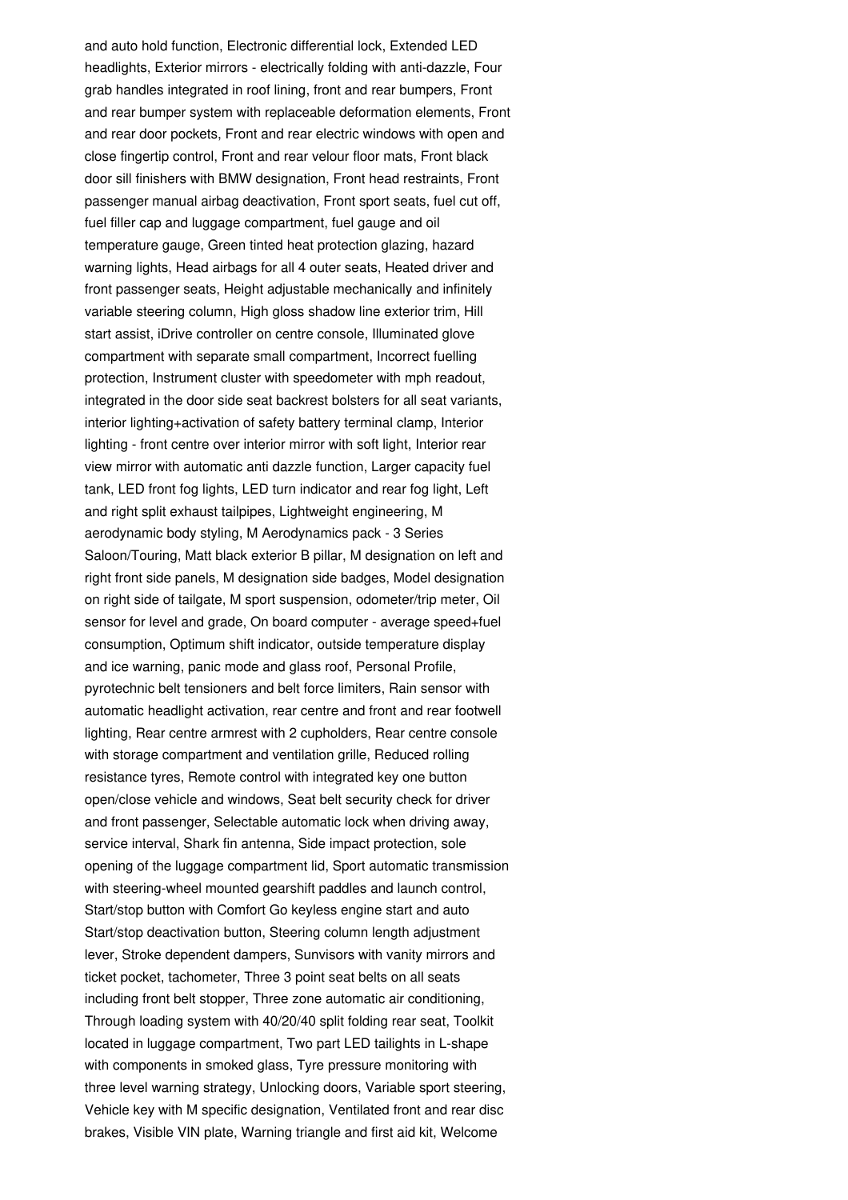and auto hold function, Electronic differential lock, Extended LED headlights, Exterior mirrors - electrically folding with anti-dazzle, Four grab handles integrated in roof lining, front and rear bumpers, Front and rear bumper system with replaceable deformation elements, Front and rear door pockets, Front and rear electric windows with open and close fingertip control, Front and rear velour floor mats, Front black door sill finishers with BMW designation, Front head restraints, Front passenger manual airbag deactivation, Front sport seats, fuel cut off, fuel filler cap and luggage compartment, fuel gauge and oil temperature gauge, Green tinted heat protection glazing, hazard warning lights, Head airbags for all 4 outer seats, Heated driver and front passenger seats, Height adjustable mechanically and infinitely variable steering column, High gloss shadow line exterior trim, Hill start assist, iDrive controller on centre console, Illuminated glove compartment with separate small compartment, Incorrect fuelling protection, Instrument cluster with speedometer with mph readout, integrated in the door side seat backrest bolsters for all seat variants, interior lighting+activation of safety battery terminal clamp, Interior lighting - front centre over interior mirror with soft light, Interior rear view mirror with automatic anti dazzle function, Larger capacity fuel tank, LED front fog lights, LED turn indicator and rear fog light, Left and right split exhaust tailpipes, Lightweight engineering, M aerodynamic body styling, M Aerodynamics pack - 3 Series Saloon/Touring, Matt black exterior B pillar, M designation on left and right front side panels, M designation side badges, Model designation on right side of tailgate, M sport suspension, odometer/trip meter, Oil sensor for level and grade, On board computer - average speed+fuel consumption, Optimum shift indicator, outside temperature display and ice warning, panic mode and glass roof, Personal Profile, pyrotechnic belt tensioners and belt force limiters, Rain sensor with automatic headlight activation, rear centre and front and rear footwell lighting, Rear centre armrest with 2 cupholders, Rear centre console with storage compartment and ventilation grille, Reduced rolling resistance tyres, Remote control with integrated key one button open/close vehicle and windows, Seat belt security check for driver and front passenger, Selectable automatic lock when driving away, service interval, Shark fin antenna, Side impact protection, sole opening of the luggage compartment lid, Sport automatic transmission with steering-wheel mounted gearshift paddles and launch control, Start/stop button with Comfort Go keyless engine start and auto Start/stop deactivation button, Steering column length adjustment lever, Stroke dependent dampers, Sunvisors with vanity mirrors and ticket pocket, tachometer, Three 3 point seat belts on all seats including front belt stopper, Three zone automatic air conditioning, Through loading system with 40/20/40 split folding rear seat, Toolkit located in luggage compartment, Two part LED tailights in L-shape with components in smoked glass, Tyre pressure monitoring with three level warning strategy, Unlocking doors, Variable sport steering, Vehicle key with M specific designation, Ventilated front and rear disc brakes, Visible VIN plate, Warning triangle and first aid kit, Welcome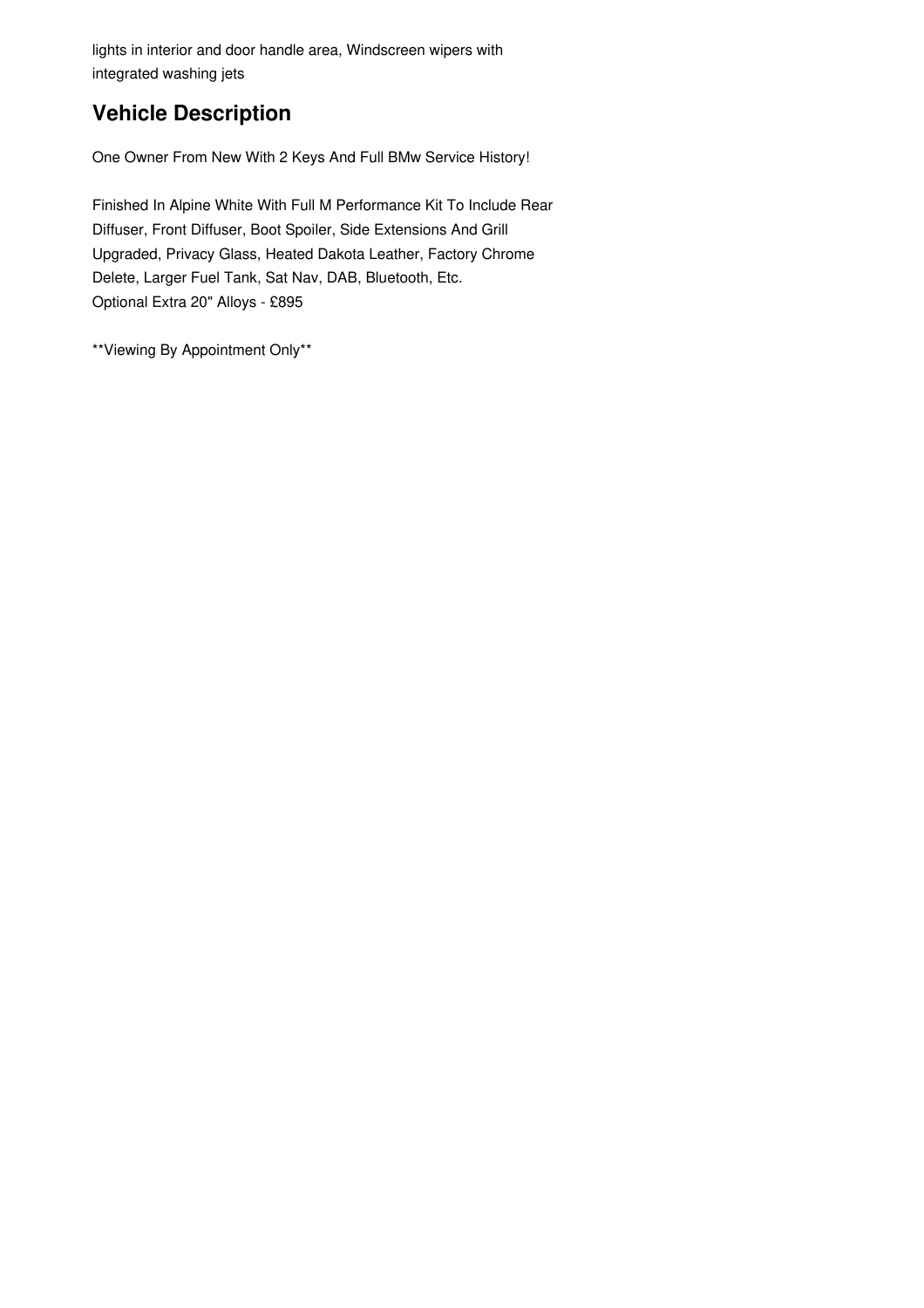lights in interior and door handle area, Windscreen wipers with integrated washing jets

## Vehicle Description

One Owner From New With 2 Keys And Full BMw Service History!

Finished In Alpine White With Full M Performance Kit To Include Rear Diffuser, Front Diffuser, Boot Spoiler, Side Extensions And Grill Upgraded, Privacy Glass, Heated Dakota Leather, Factory Chrome Delete, Larger Fuel Tank, Sat Nav, DAB, Bluetooth, Etc.
Optional Extra 20" Alloys - £895

**Viewing By Appointment Only**